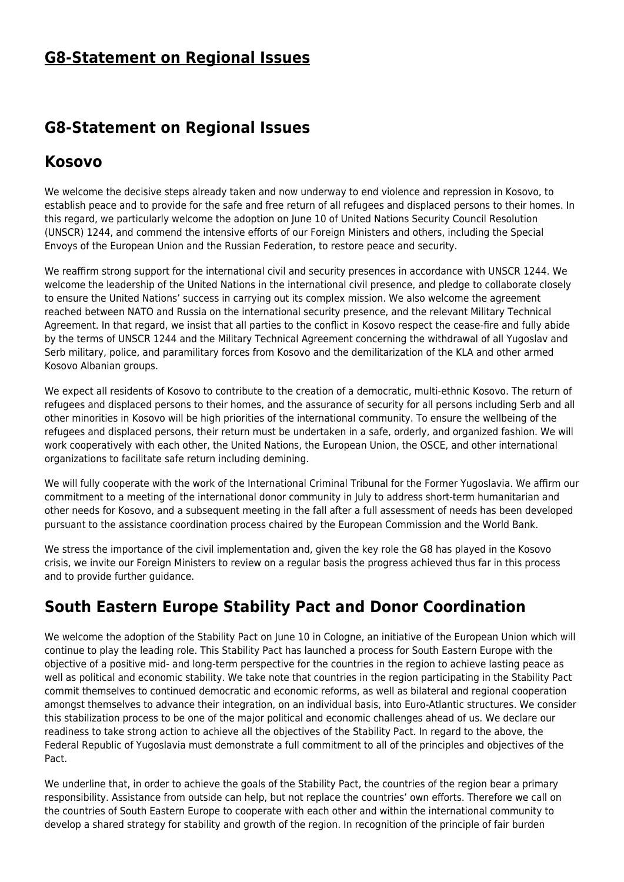# G8-Statement on Regional Issues

## G8-Statement on Regional Issues

## Kosovo

We welcome the decisive steps already taken and now underway to end violence and repression in Kosovo, to establish peace and to provide for the safe and free return of all refugees and displaced persons to their homes. In this regard, we particularly welcome the adoption on June 10 of United Nations Security Council Resolution (UNSCR) 1244, and commend the intensive efforts of our Foreign Ministers and others, including the Special Envoys of the European Union and the Russian Federation, to restore peace and security.

We reaffirm strong support for the international civil and security presences in accordance with UNSCR 1244. We welcome the leadership of the United Nations in the international civil presence, and pledge to collaborate closely to ensure the United Nations' success in carrying out its complex mission. We also welcome the agreement reached between NATO and Russia on the international security presence, and the relevant Military Technical Agreement. In that regard, we insist that all parties to the conflict in Kosovo respect the cease-fire and fully abide by the terms of UNSCR 1244 and the Military Technical Agreement concerning the withdrawal of all Yugoslav and Serb military, police, and paramilitary forces from Kosovo and the demilitarization of the KLA and other armed Kosovo Albanian groups.

We expect all residents of Kosovo to contribute to the creation of a democratic, multi-ethnic Kosovo. The return of refugees and displaced persons to their homes, and the assurance of security for all persons including Serb and all other minorities in Kosovo will be high priorities of the international community. To ensure the wellbeing of the refugees and displaced persons, their return must be undertaken in a safe, orderly, and organized fashion. We will work cooperatively with each other, the United Nations, the European Union, the OSCE, and other international organizations to facilitate safe return including demining.

We will fully cooperate with the work of the International Criminal Tribunal for the Former Yugoslavia. We affirm our commitment to a meeting of the international donor community in July to address short-term humanitarian and other needs for Kosovo, and a subsequent meeting in the fall after a full assessment of needs has been developed pursuant to the assistance coordination process chaired by the European Commission and the World Bank.

We stress the importance of the civil implementation and, given the key role the G8 has played in the Kosovo crisis, we invite our Foreign Ministers to review on a regular basis the progress achieved thus far in this process and to provide further guidance.

## South Eastern Europe Stability Pact and Donor Coordination

We welcome the adoption of the Stability Pact on June 10 in Cologne, an initiative of the European Union which will continue to play the leading role. This Stability Pact has launched a process for South Eastern Europe with the objective of a positive mid- and long-term perspective for the countries in the region to achieve lasting peace as well as political and economic stability. We take note that countries in the region participating in the Stability Pact commit themselves to continued democratic and economic reforms, as well as bilateral and regional cooperation amongst themselves to advance their integration, on an individual basis, into Euro-Atlantic structures. We consider this stabilization process to be one of the major political and economic challenges ahead of us. We declare our readiness to take strong action to achieve all the objectives of the Stability Pact. In regard to the above, the Federal Republic of Yugoslavia must demonstrate a full commitment to all of the principles and objectives of the Pact.

We underline that, in order to achieve the goals of the Stability Pact, the countries of the region bear a primary responsibility. Assistance from outside can help, but not replace the countries' own efforts. Therefore we call on the countries of South Eastern Europe to cooperate with each other and within the international community to develop a shared strategy for stability and growth of the region. In recognition of the principle of fair burden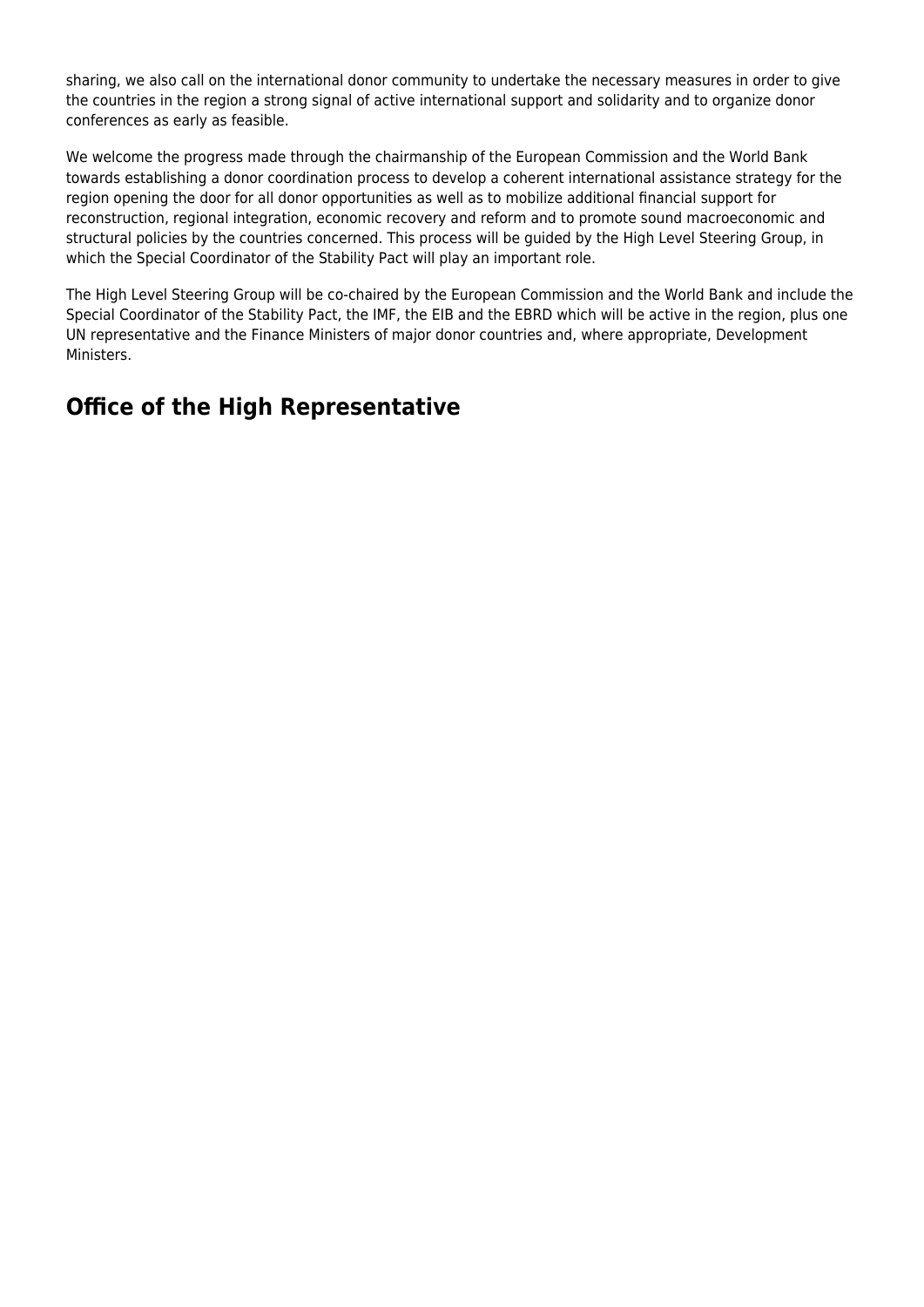sharing, we also call on the international donor community to undertake the necessary measures in order to give the countries in the region a strong signal of active international support and solidarity and to organize donor conferences as early as feasible.

We welcome the progress made through the chairmanship of the European Commission and the World Bank towards establishing a donor coordination process to develop a coherent international assistance strategy for the region opening the door for all donor opportunities as well as to mobilize additional financial support for reconstruction, regional integration, economic recovery and reform and to promote sound macroeconomic and structural policies by the countries concerned. This process will be guided by the High Level Steering Group, in which the Special Coordinator of the Stability Pact will play an important role.

The High Level Steering Group will be co-chaired by the European Commission and the World Bank and include the Special Coordinator of the Stability Pact, the IMF, the EIB and the EBRD which will be active in the region, plus one UN representative and the Finance Ministers of major donor countries and, where appropriate, Development Ministers.

## Office of the High Representative